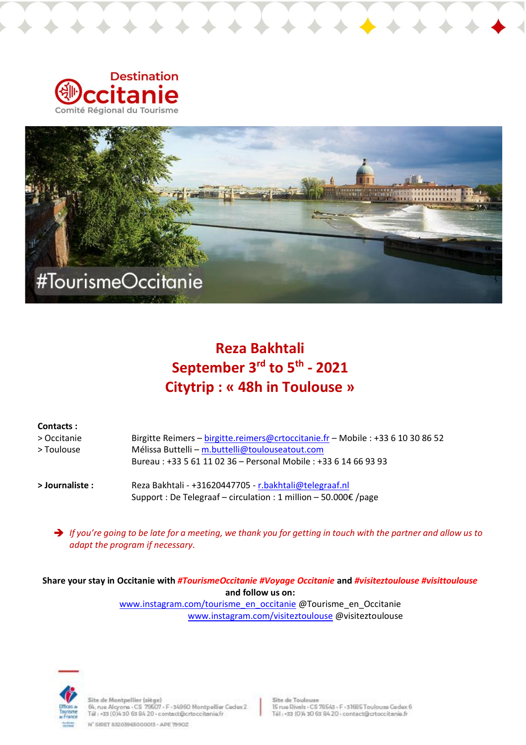Destination Occitanie
Comité Régional du Tourisme

#TourismeOccitanie

# Reza Bakhtali
# September 3rd to 5th - 2021
# Citytrip : « 48h in Toulouse »

**Contacts :**

| | |
|---|---|
| > Occitanie | Birgitte Reimers – birgitte.reimers@crtoccitanie.fr – Mobile : +33 6 10 30 86 52 |
| > Toulouse | Mélissa Buttelli – m.buttelli@toulouseatout.com |
| | Bureau : +33 5 61 11 02 36 – Personal Mobile : +33 6 14 66 93 93 |
| **> Journaliste :** | Reza Bakhtali - +31620447705 - r.bakhtali@telegraaf.nl |
| | Support : De Telegraaf – circulation : 1 million – 50.000€ /page |

➔ *If you're going to be late for a meeting, we thank you for getting in touch with the partner and allow us to adapt the program if necessary.*

**Share your stay in Occitanie with *#TourismeOccitanie #Voyage Occitanie* and *#visiteztoulouse #visittoulouse* and follow us on:**

www.instagram.com/tourisme_en_occitanie @Tourisme_en_Occitanie

www.instagram.com/visiteztoulouse @visiteztoulouse

Site de Montpellier (siège)
64, rue Alcyone - CS 79507 - F - 34960 Montpellier Cedex 2
Tél : +33 (0)4 30 63 84 20 - contact@crtoccitanie.fr

Site de Toulouse
15 rue Rivals - CS 78543 - F - 31685 Toulouse Cedex 6
Tél : +33 (0)4 30 63 84 20 - contact@crtoccitanie.fr

N° SIRET 83203963000013 - APE 7990Z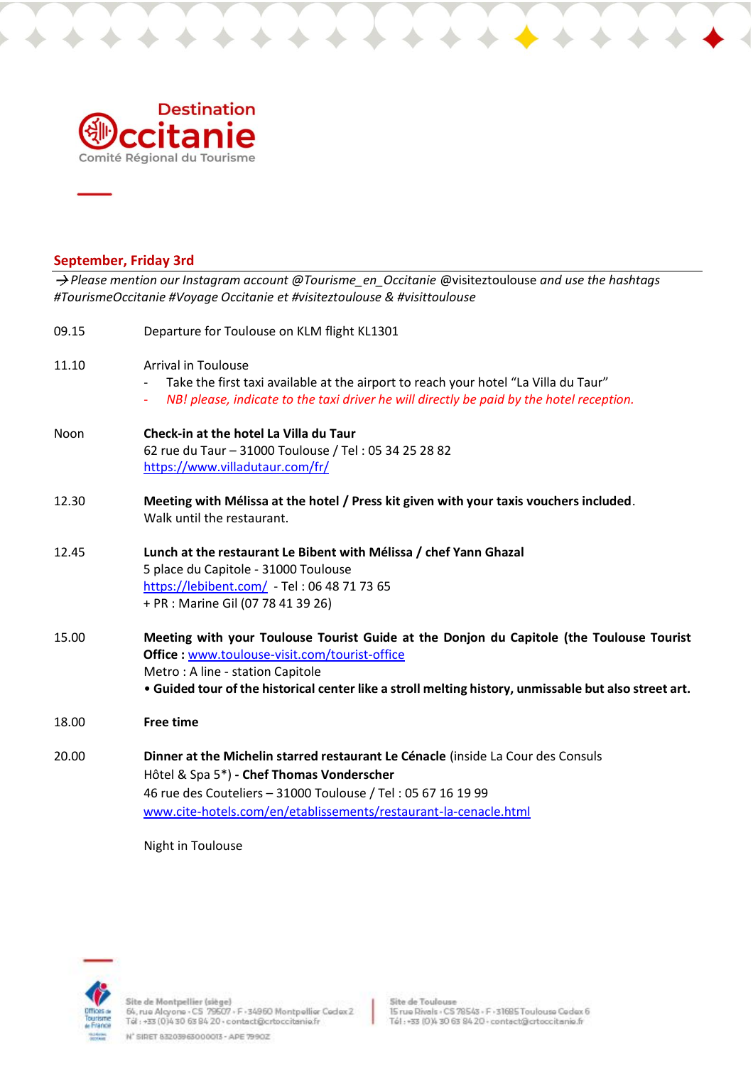## September, Friday 3rd

→ *Please mention our Instagram account @Tourisme_en_Occitanie* @visiteztoulouse *and use the hashtags #TourismeOccitanie #Voyage Occitanie et #visiteztoulouse & #visittoulouse*

09.15 Departure for Toulouse on KLM flight KL1301

11.10 Arrival in Toulouse

- Take the first taxi available at the airport to reach your hotel "La Villa du Taur"
- *NB! please, indicate to the taxi driver he will directly be paid by the hotel reception.*

Noon **Check-in at the hotel La Villa du Taur**
62 rue du Taur – 31000 Toulouse / Tel : 05 34 25 28 82
https://www.villadutaur.com/fr/

12.30 **Meeting with Mélissa at the hotel / Press kit given with your taxis vouchers included**.
Walk until the restaurant.

12.45 **Lunch at the restaurant Le Bibent with Mélissa / chef Yann Ghazal**
5 place du Capitole - 31000 Toulouse
https://lebibent.com/ - Tel : 06 48 71 73 65
+ PR : Marine Gil (07 78 41 39 26)

15.00 **Meeting with your Toulouse Tourist Guide at the Donjon du Capitole (the Toulouse Tourist Office :** www.toulouse-visit.com/tourist-office
Metro : A line - station Capitole
**• Guided tour of the historical center like a stroll melting history, unmissable but also street art.**

18.00 **Free time**

20.00 **Dinner at the Michelin starred restaurant Le Cénacle** (inside La Cour des Consuls Hôtel & Spa 5*) **- Chef Thomas Vonderscher**
46 rue des Couteliers – 31000 Toulouse / Tel : 05 67 16 19 99
www.cite-hotels.com/en/etablissements/restaurant-la-cenacle.html

Night in Toulouse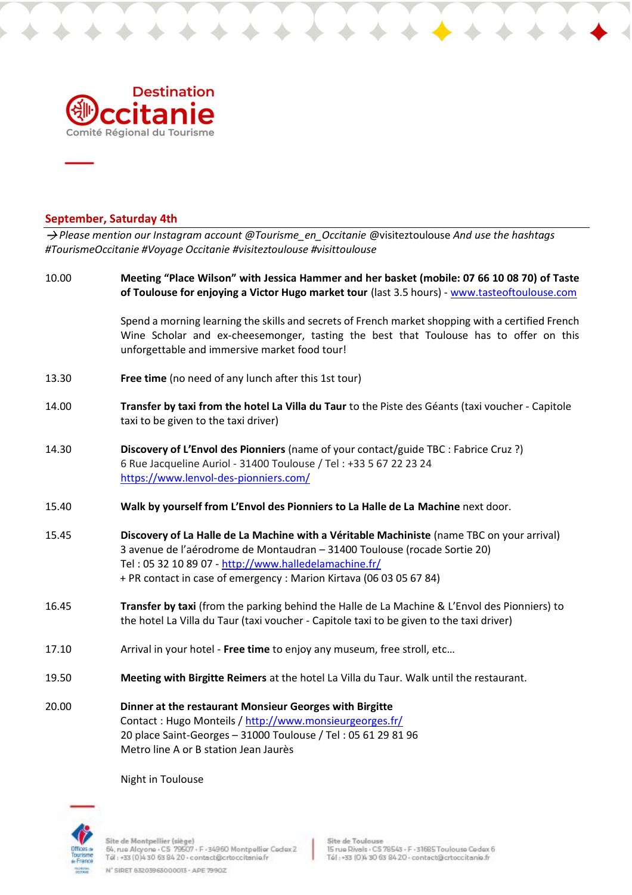Destination
Occitanie
Comité Régional du Tourisme

## September, Saturday 4th

→ *Please mention our Instagram account @Tourisme_en_Occitanie* @visiteztoulouse *And use the hashtags #TourismeOccitanie #Voyage Occitanie #visiteztoulouse #visittoulouse*

10.00 **Meeting "Place Wilson" with Jessica Hammer and her basket (mobile: 07 66 10 08 70) of Taste of Toulouse for enjoying a Victor Hugo market tour** (last 3.5 hours) - www.tasteoftoulouse.com

Spend a morning learning the skills and secrets of French market shopping with a certified French Wine Scholar and ex-cheesemonger, tasting the best that Toulouse has to offer on this unforgettable and immersive market food tour!

13.30 **Free time** (no need of any lunch after this 1st tour)

14.00 **Transfer by taxi from the hotel La Villa du Taur** to the Piste des Géants (taxi voucher - Capitole taxi to be given to the taxi driver)

14.30 **Discovery of L'Envol des Pionniers** (name of your contact/guide TBC : Fabrice Cruz ?)
6 Rue Jacqueline Auriol - 31400 Toulouse / Tel : +33 5 67 22 23 24
https://www.lenvol-des-pionniers.com/

15.40 **Walk by yourself from L'Envol des Pionniers to La Halle de La Machine** next door.

15.45 **Discovery of La Halle de La Machine with a Véritable Machiniste** (name TBC on your arrival)
3 avenue de l'aérodrome de Montaudran – 31400 Toulouse (rocade Sortie 20)
Tel : 05 32 10 89 07 - http://www.halledelamachine.fr/
+ PR contact in case of emergency : Marion Kirtava (06 03 05 67 84)

16.45 **Transfer by taxi** (from the parking behind the Halle de La Machine & L'Envol des Pionniers) to the hotel La Villa du Taur (taxi voucher - Capitole taxi to be given to the taxi driver)

17.10 Arrival in your hotel - **Free time** to enjoy any museum, free stroll, etc…

19.50 **Meeting with Birgitte Reimers** at the hotel La Villa du Taur. Walk until the restaurant.

20.00 **Dinner at the restaurant Monsieur Georges with Birgitte**
Contact : Hugo Monteils / http://www.monsieurgeorges.fr/
20 place Saint-Georges – 31000 Toulouse / Tel : 05 61 29 81 96
Metro line A or B station Jean Jaurès

Night in Toulouse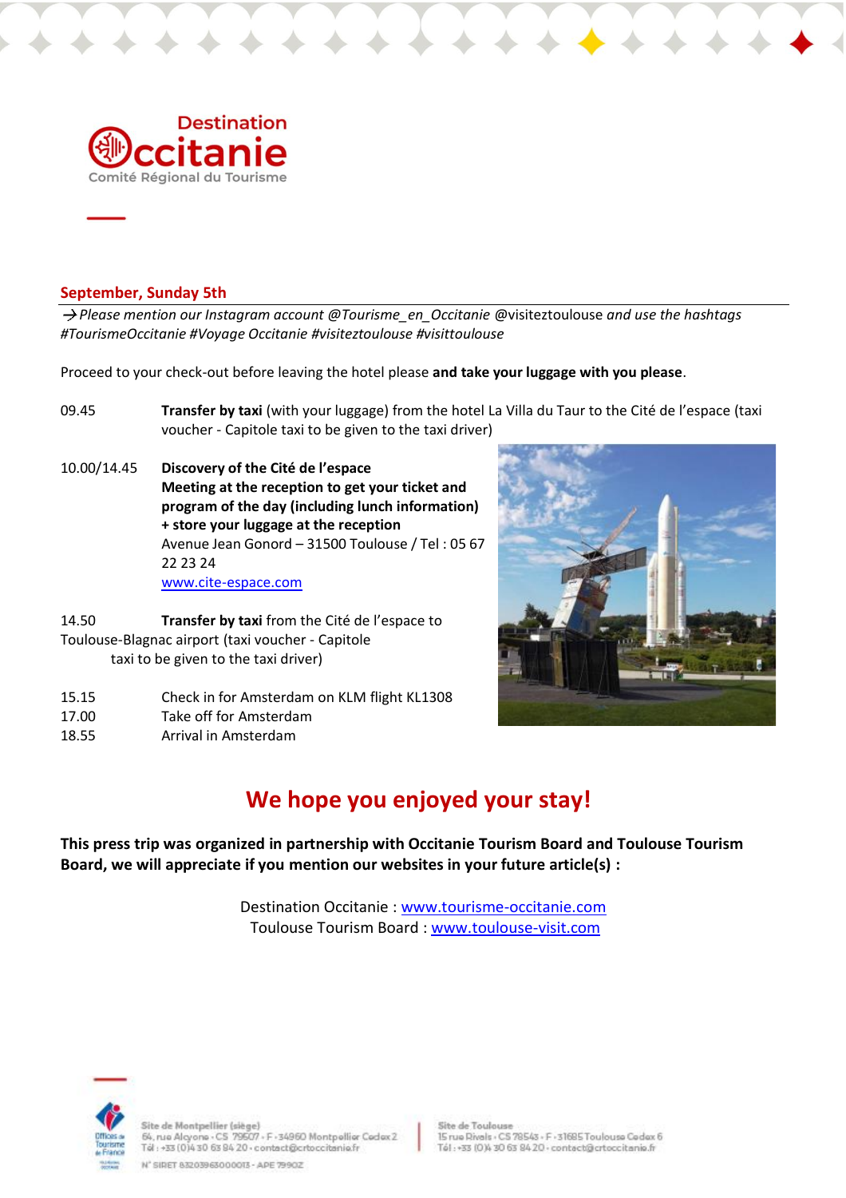Destination Occitanie
Comité Régional du Tourisme

## September, Sunday 5th

*→ Please mention our Instagram account @Tourisme_en_Occitanie* @visiteztoulouse *and use the hashtags #TourismeOccitanie #Voyage Occitanie #visiteztoulouse #visittoulouse*

Proceed to your check-out before leaving the hotel please **and take your luggage with you please**.

09.45 **Transfer by taxi** (with your luggage) from the hotel La Villa du Taur to the Cité de l'espace (taxi voucher - Capitole taxi to be given to the taxi driver)

10.00/14.45 **Discovery of the Cité de l'espace**
**Meeting at the reception to get your ticket and program of the day (including lunch information) + store your luggage at the reception**
Avenue Jean Gonord – 31500 Toulouse / Tel : 05 67 22 23 24
www.cite-espace.com

14.50 **Transfer by taxi** from the Cité de l'espace to Toulouse-Blagnac airport (taxi voucher - Capitole taxi to be given to the taxi driver)

15.15 Check in for Amsterdam on KLM flight KL1308
17.00 Take off for Amsterdam
18.55 Arrival in Amsterdam

## We hope you enjoyed your stay!

**This press trip was organized in partnership with Occitanie Tourism Board and Toulouse Tourism Board, we will appreciate if you mention our websites in your future article(s) :**

Destination Occitanie : www.tourisme-occitanie.com
Toulouse Tourism Board : www.toulouse-visit.com

Site de Montpellier (siège)
64, rue Alcyone - CS 79507 - F - 34960 Montpellier Cedex 2
Tél : +33 (0)4 30 63 84 20 - contact@crtoccitanie.fr

Site de Toulouse
15 rue Rivals - CS 78543 - F - 31685 Toulouse Cedex 6
Tél : +33 (0)4 30 63 84 20 - contact@crtoccitanie.fr

N° SIRET 83203963000013 - APE 7990Z